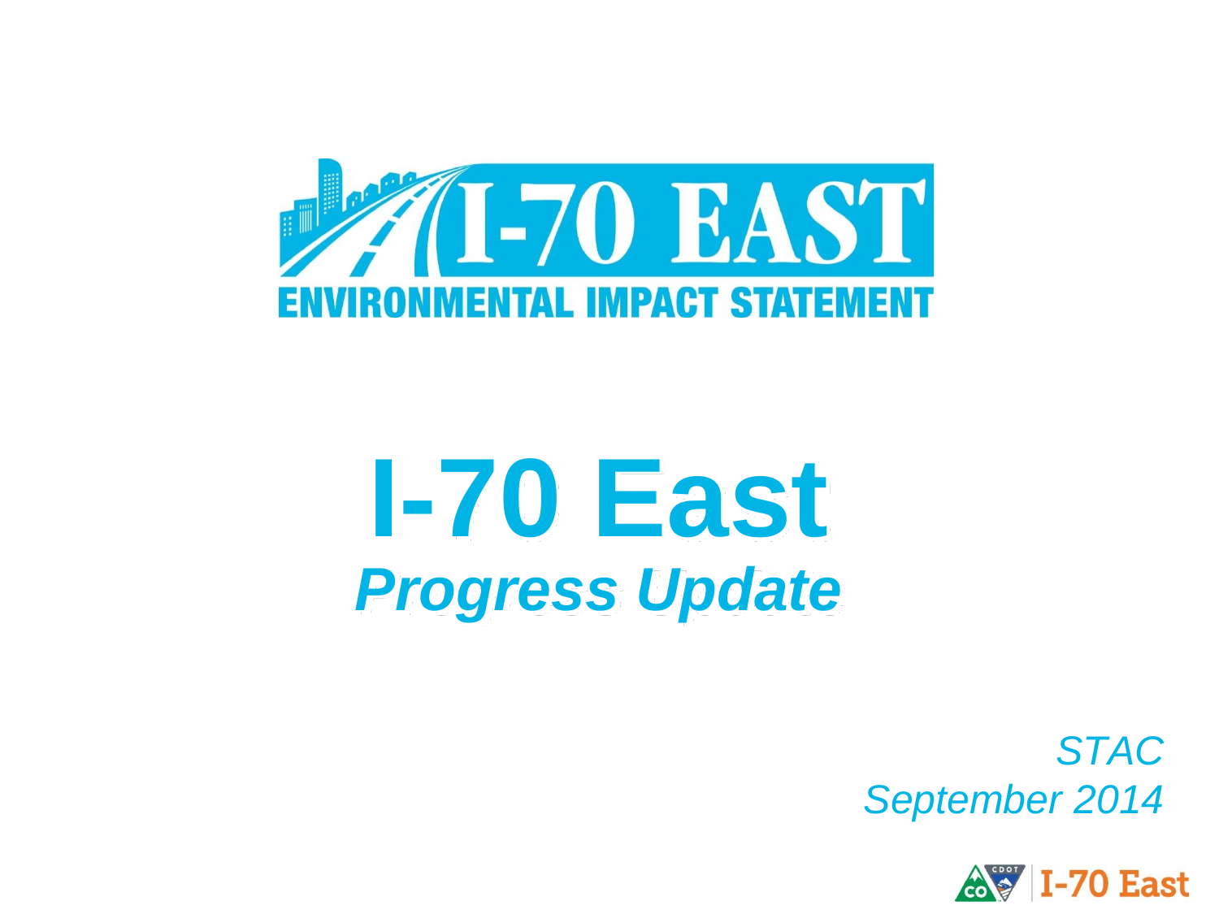I-70 EAST

ENVIRONMENTAL IMPACT STATEMENT

# I-70 East

## *Progress Update*

*STAC*
*September 2014*

CDOT I-70 East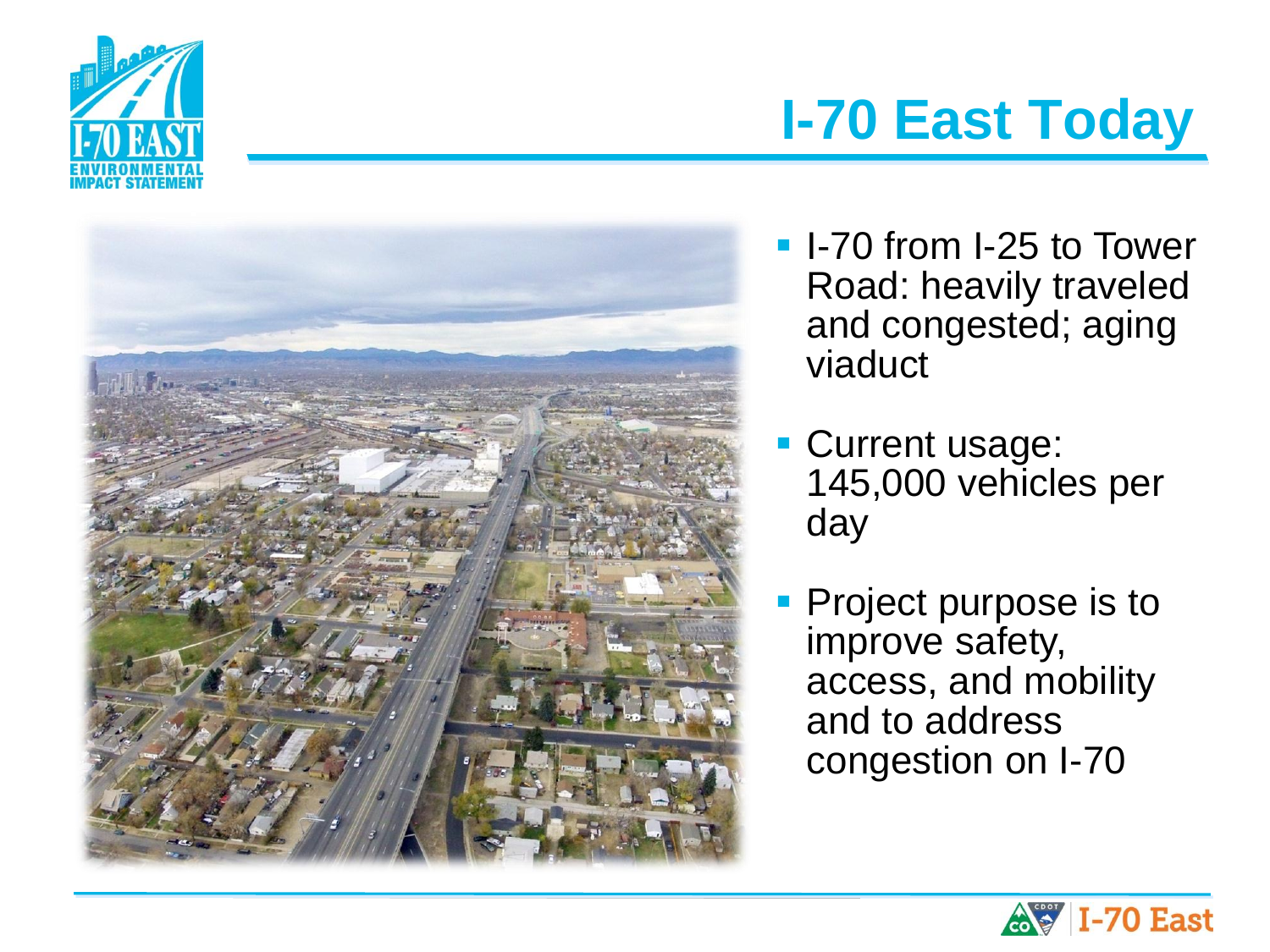# I-70 East Today

- I-70 from I-25 to Tower Road: heavily traveled and congested; aging viaduct
- Current usage: 145,000 vehicles per day
- Project purpose is to improve safety, access, and mobility and to address congestion on I-70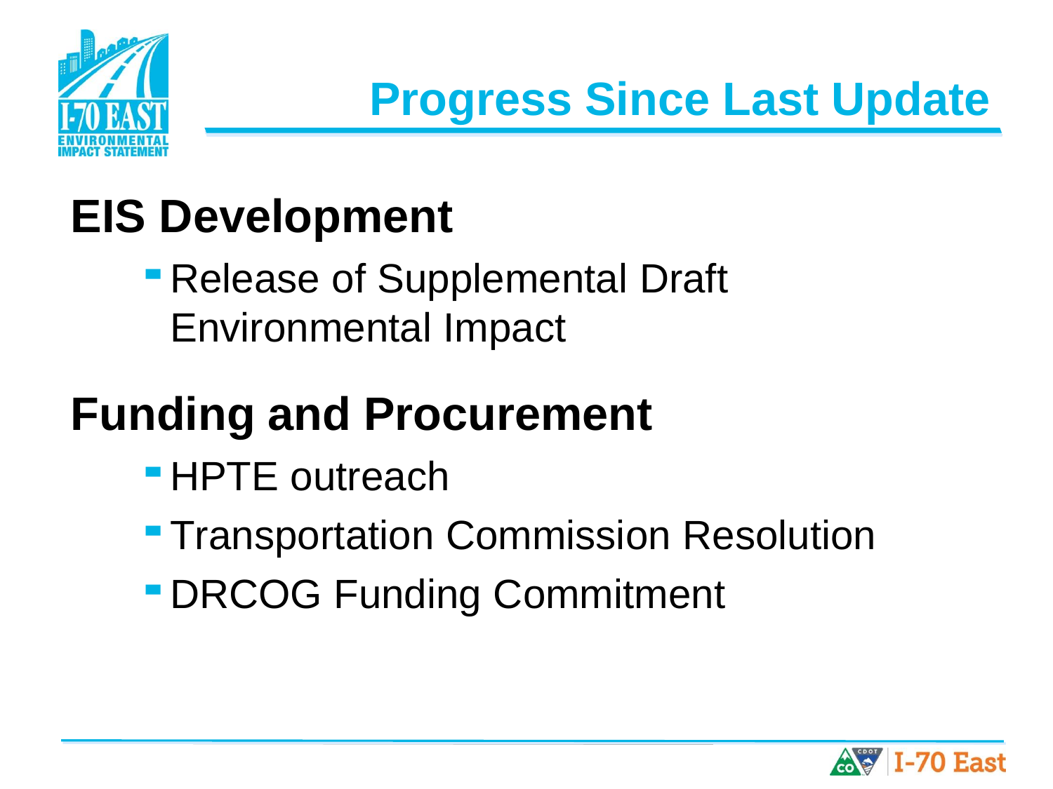# Progress Since Last Update

## EIS Development

- Release of Supplemental Draft Environmental Impact

## Funding and Procurement

- HPTE outreach
- Transportation Commission Resolution
- DRCOG Funding Commitment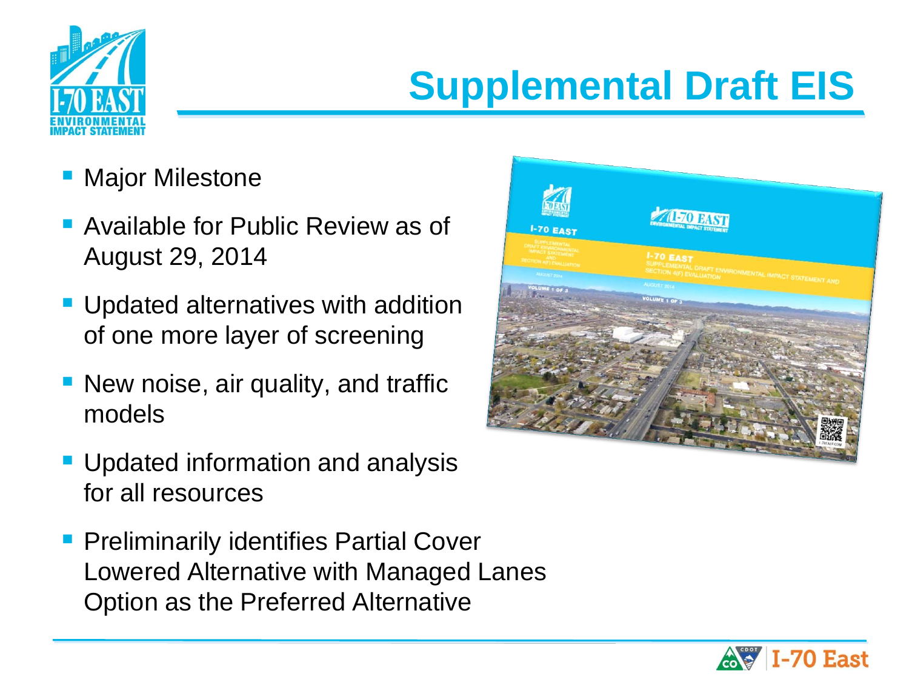# Supplemental Draft EIS

- Major Milestone
- Available for Public Review as of August 29, 2014
- Updated alternatives with addition of one more layer of screening
- New noise, air quality, and traffic models
- Updated information and analysis for all resources
- Preliminarily identifies Partial Cover Lowered Alternative with Managed Lanes Option as the Preferred Alternative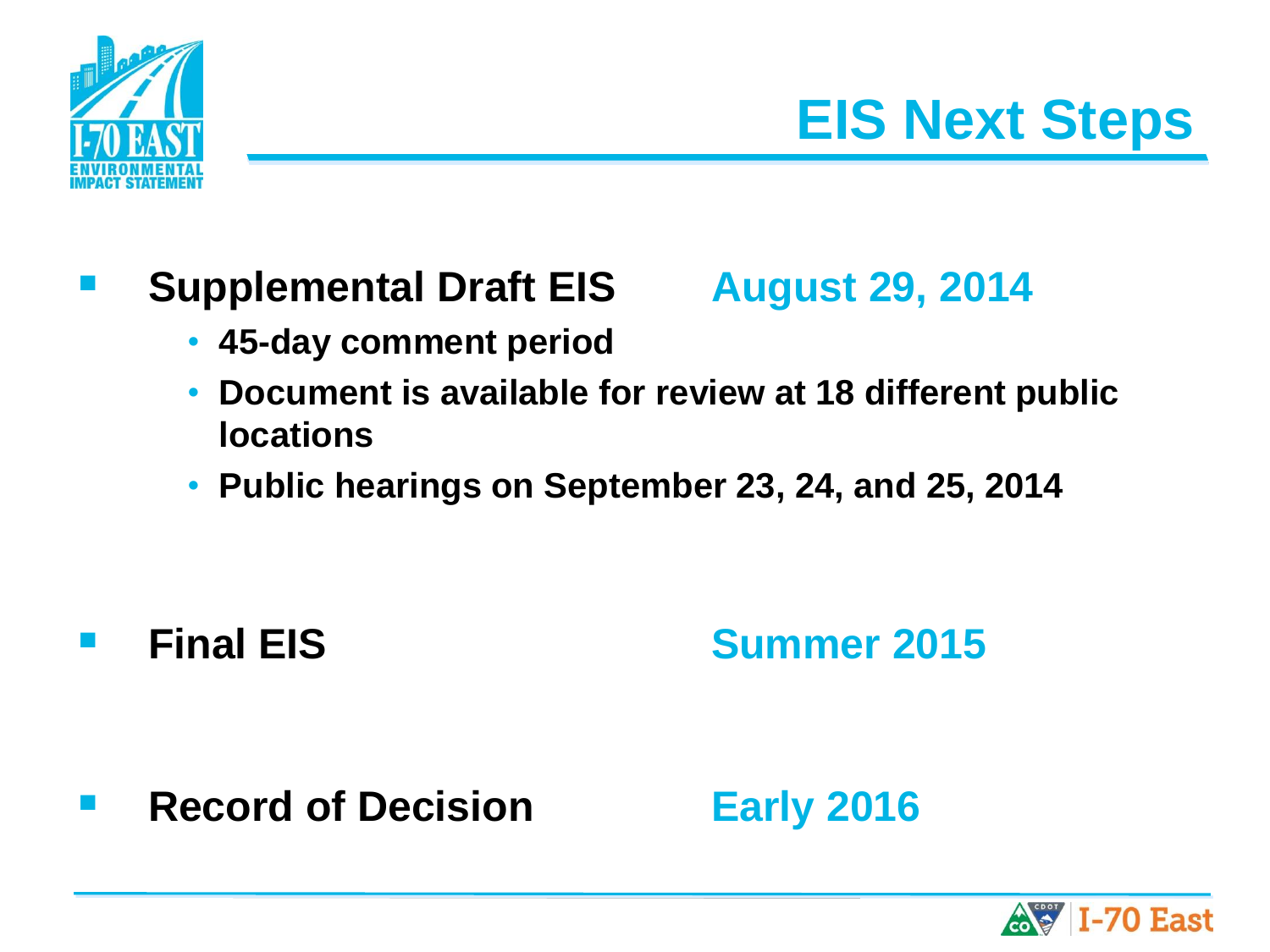# EIS Next Steps

- **Supplemental Draft EIS** — **August 29, 2014**
  - **45-day comment period**
  - **Document is available for review at 18 different public locations**
  - **Public hearings on September 23, 24, and 25, 2014**

- **Final EIS** — **Summer 2015**

- **Record of Decision** — **Early 2016**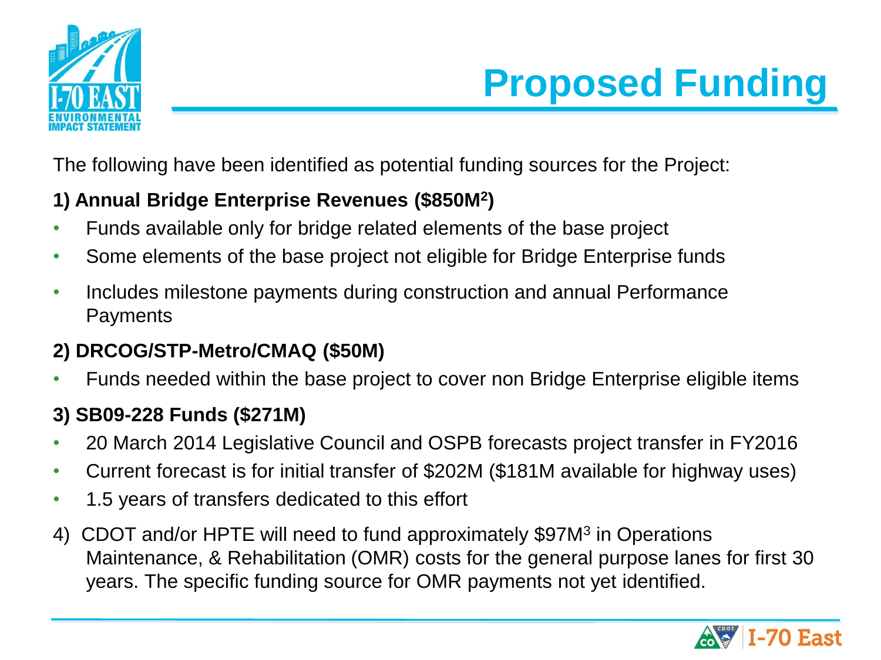# Proposed Funding

The following have been identified as potential funding sources for the Project:

**1) Annual Bridge Enterprise Revenues ($850M[2])**

- Funds available only for bridge related elements of the base project
- Some elements of the base project not eligible for Bridge Enterprise funds
- Includes milestone payments during construction and annual Performance Payments

**2) DRCOG/STP-Metro/CMAQ ($50M)**

- Funds needed within the base project to cover non Bridge Enterprise eligible items

**3) SB09-228 Funds ($271M)**

- 20 March 2014 Legislative Council and OSPB forecasts project transfer in FY2016
- Current forecast is for initial transfer of $202M ($181M available for highway uses)
- 1.5 years of transfers dedicated to this effort

4) CDOT and/or HPTE will need to fund approximately $97M[3] in Operations Maintenance, & Rehabilitation (OMR) costs for the general purpose lanes for first 30 years. The specific funding source for OMR payments not yet identified.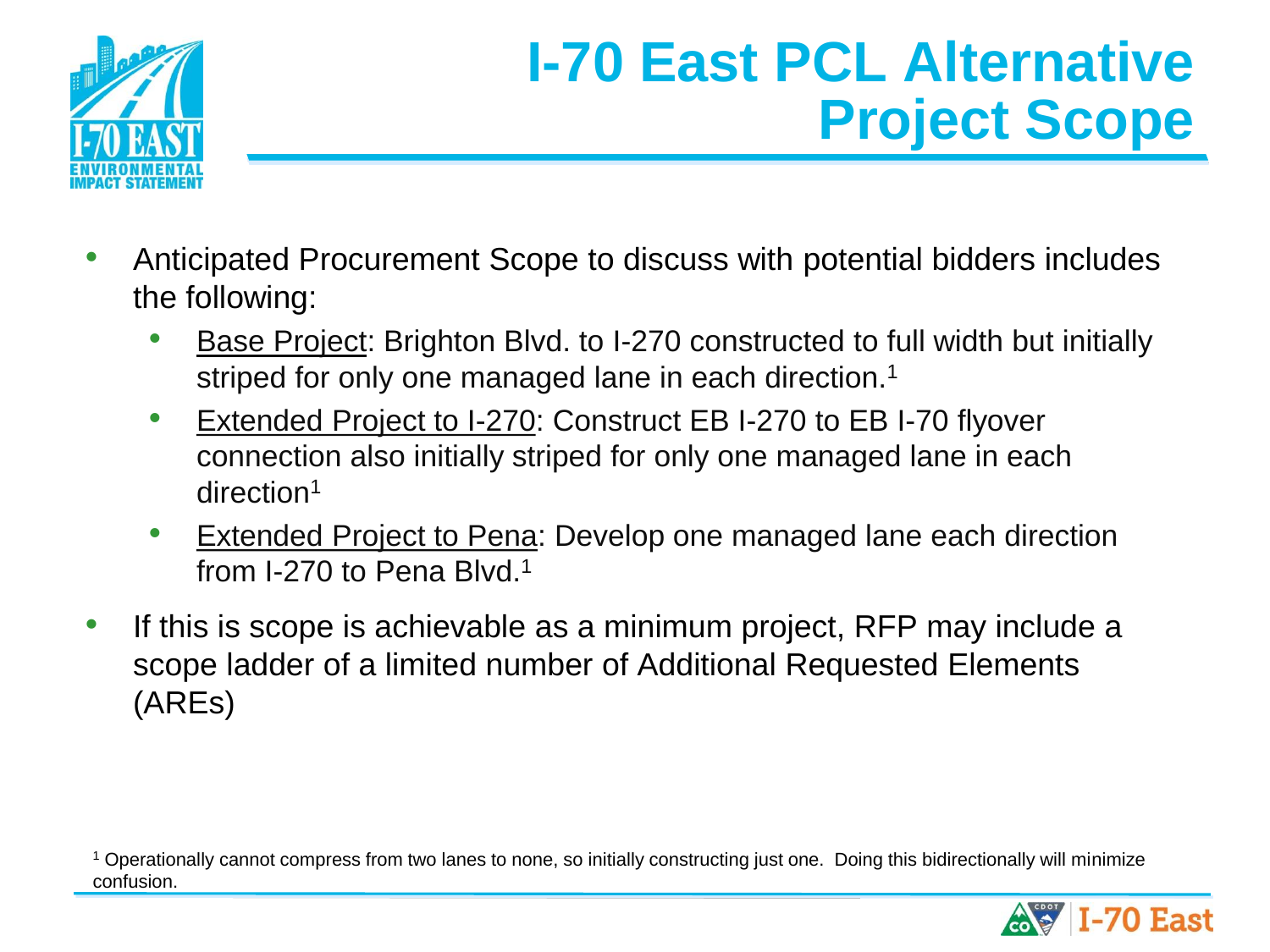# I-70 East PCL Alternative Project Scope

- Anticipated Procurement Scope to discuss with potential bidders includes the following:
  - <u>Base Project</u>: Brighton Blvd. to I-270 constructed to full width but initially striped for only one managed lane in each direction.[1]
  - <u>Extended Project to I-270</u>: Construct EB I-270 to EB I-70 flyover connection also initially striped for only one managed lane in each direction[1]
  - <u>Extended Project to Pena</u>: Develop one managed lane each direction from I-270 to Pena Blvd.[1]
- If this is scope is achievable as a minimum project, RFP may include a scope ladder of a limited number of Additional Requested Elements (AREs)

[1] Operationally cannot compress from two lanes to none, so initially constructing just one. Doing this bidirectionally will minimize confusion.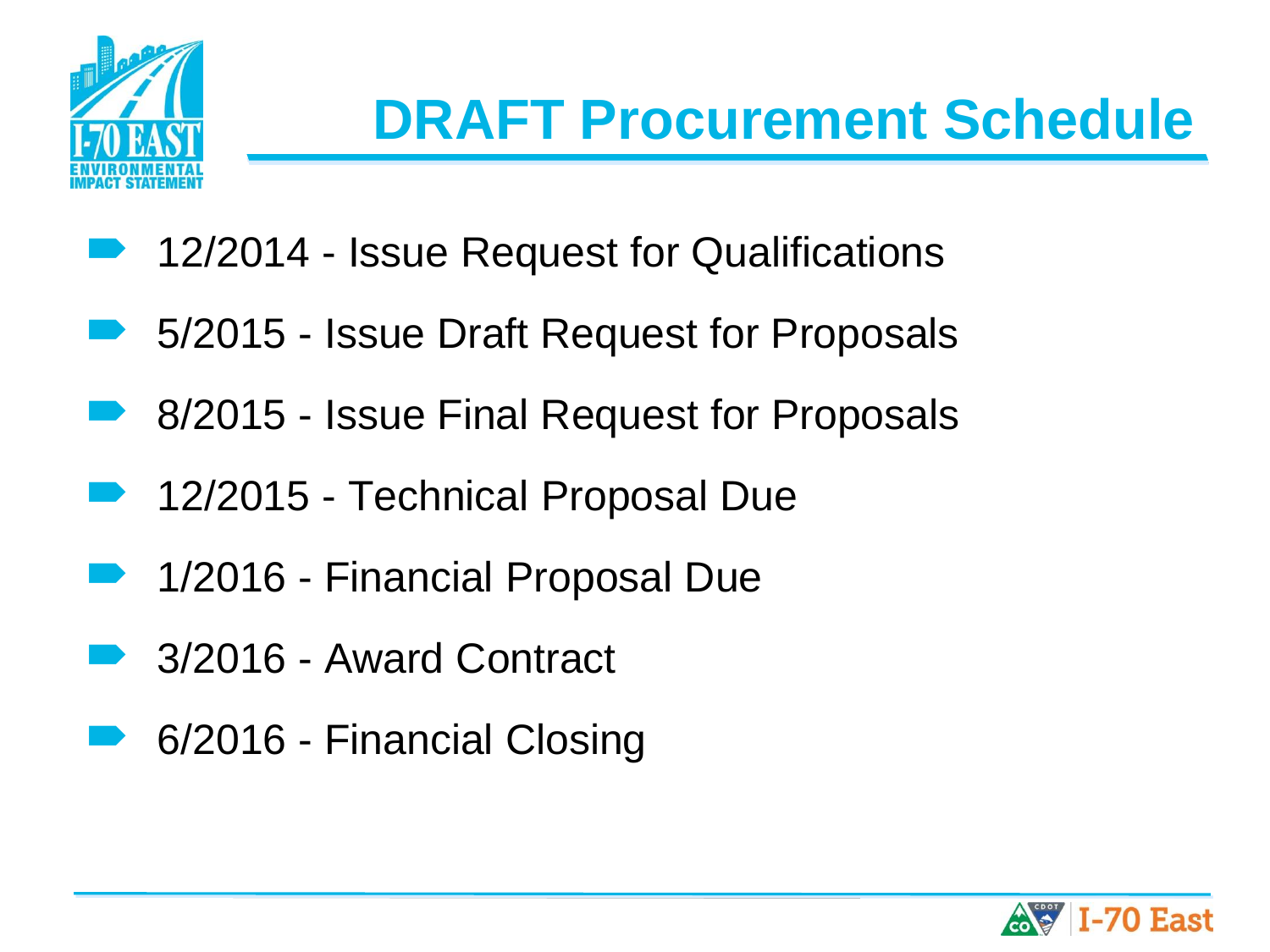# DRAFT Procurement Schedule

- 12/2014 - Issue Request for Qualifications
- 5/2015 - Issue Draft Request for Proposals
- 8/2015 - Issue Final Request for Proposals
- 12/2015 - Technical Proposal Due
- 1/2016 - Financial Proposal Due
- 3/2016 - Award Contract
- 6/2016 - Financial Closing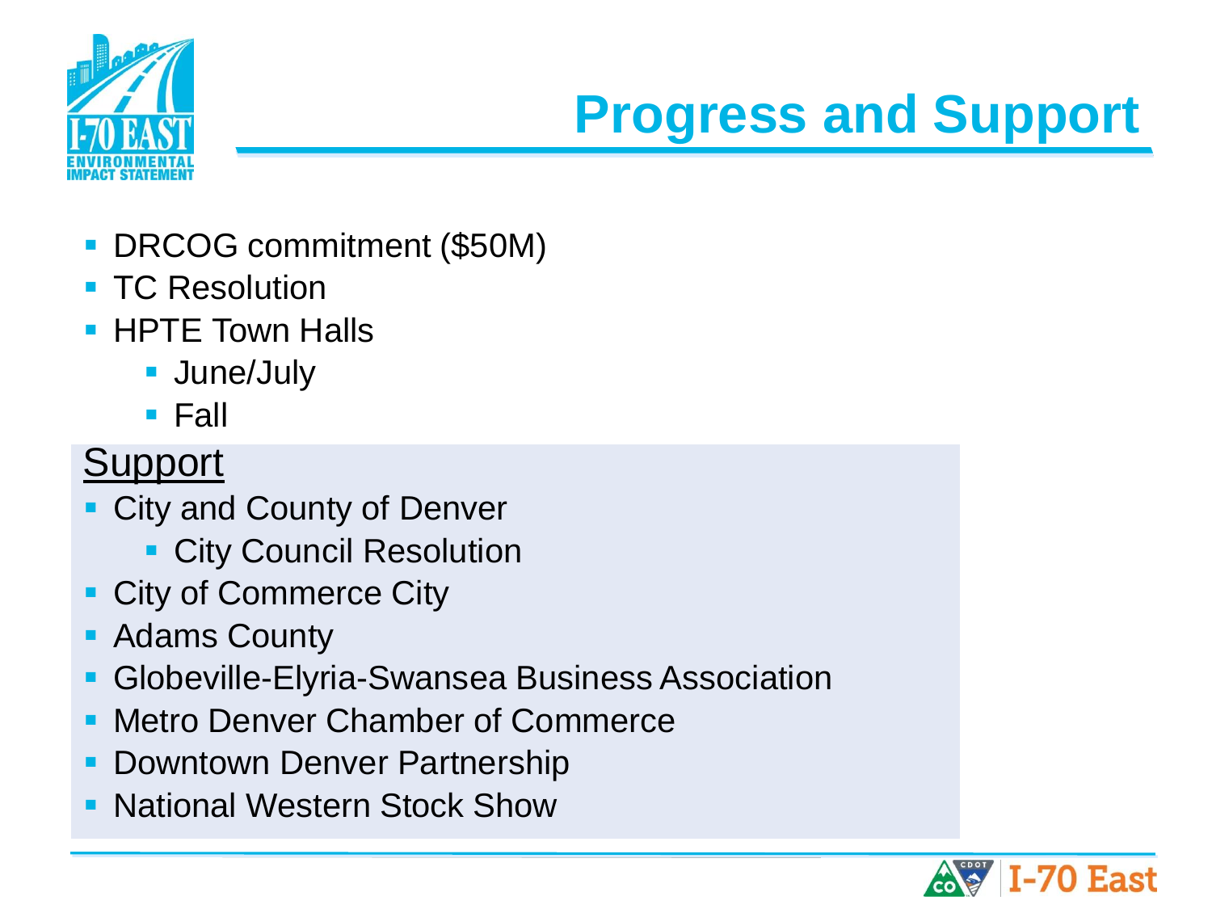# Progress and Support

- DRCOG commitment ($50M)
- TC Resolution
- HPTE Town Halls
  - June/July
  - Fall

## Support

- City and County of Denver
  - City Council Resolution
- City of Commerce City
- Adams County
- Globeville-Elyria-Swansea Business Association
- Metro Denver Chamber of Commerce
- Downtown Denver Partnership
- National Western Stock Show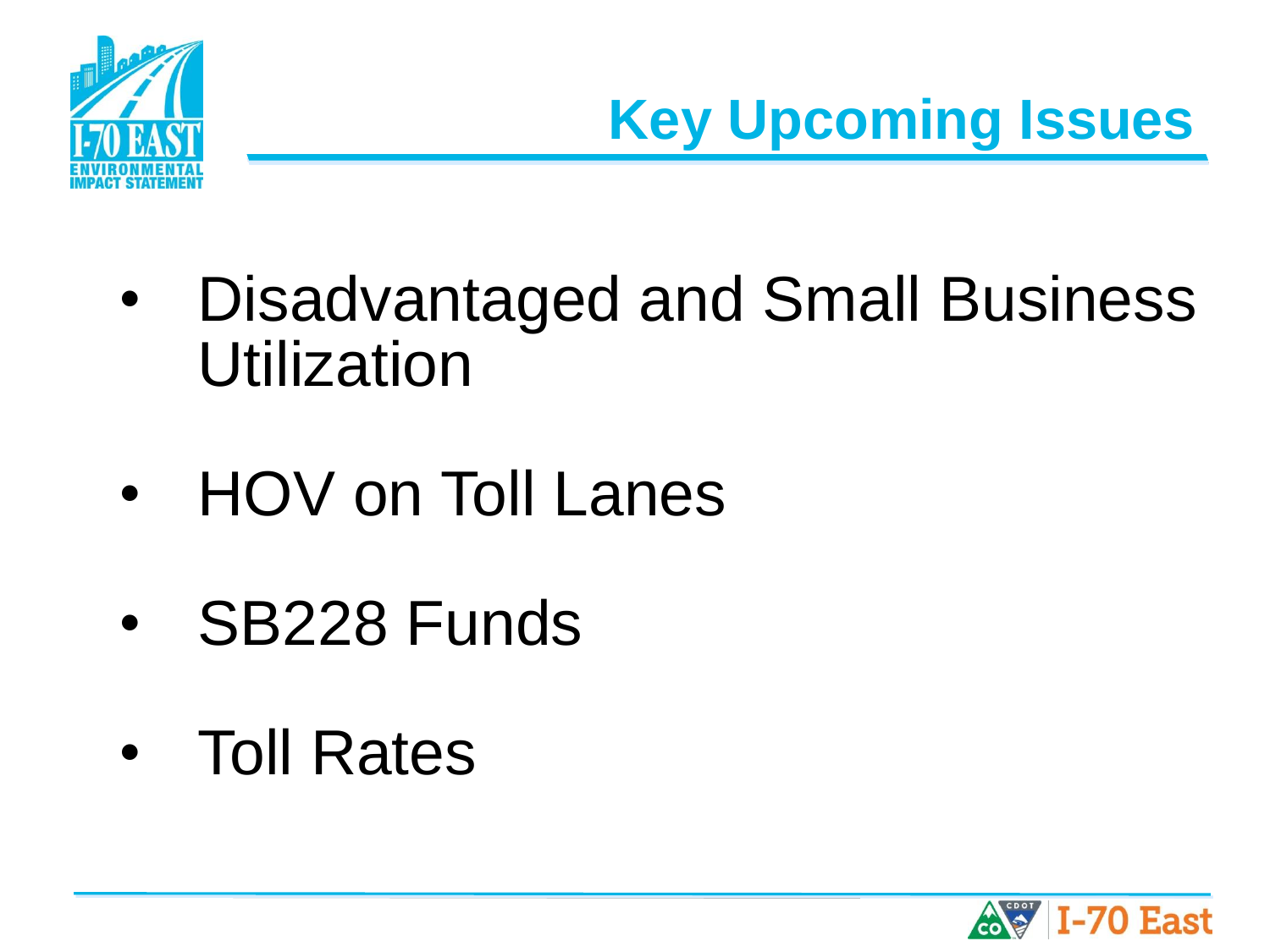# Key Upcoming Issues

- Disadvantaged and Small Business Utilization
- HOV on Toll Lanes
- SB228 Funds
- Toll Rates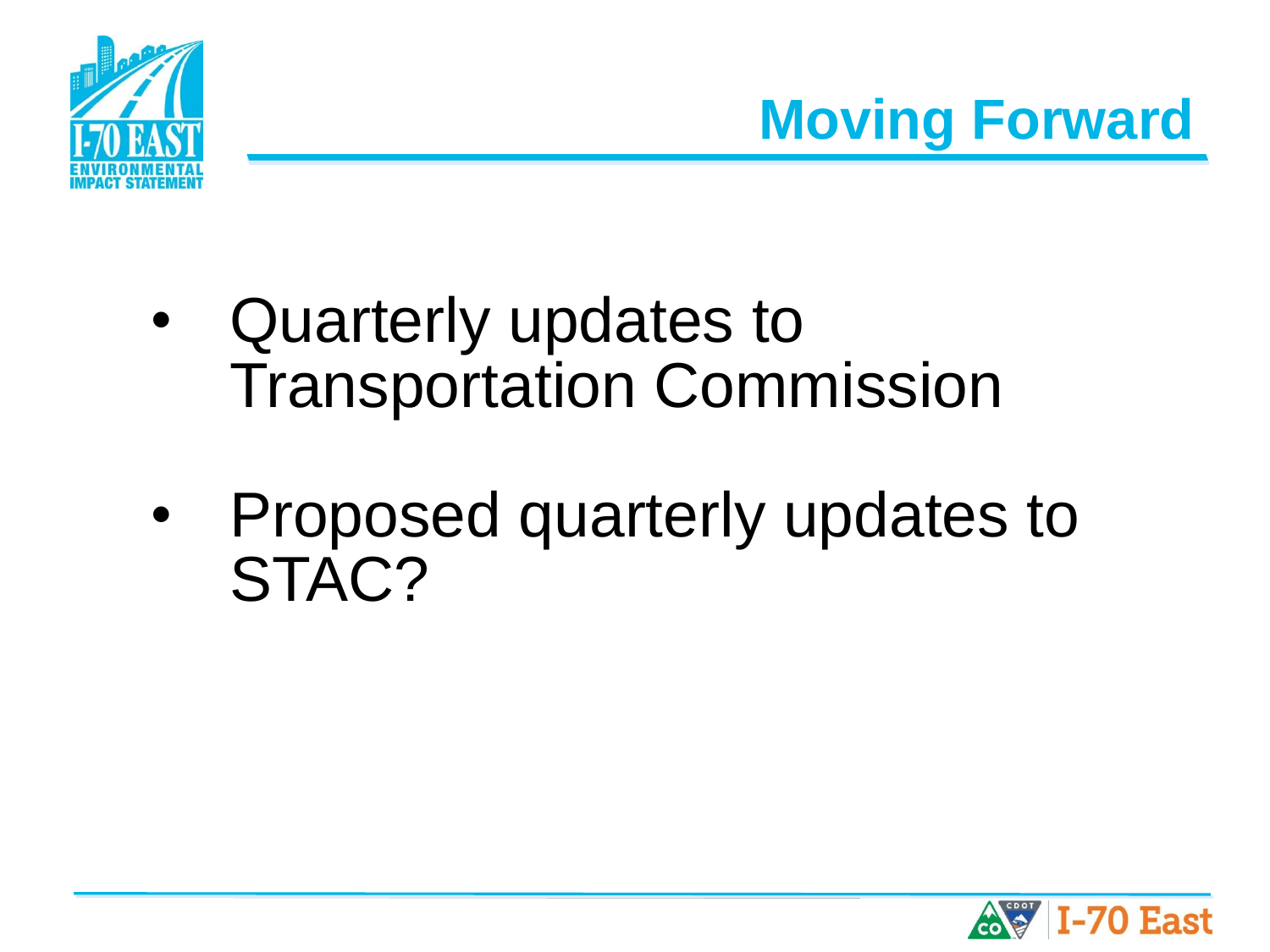# Moving Forward

- Quarterly updates to Transportation Commission
- Proposed quarterly updates to STAC?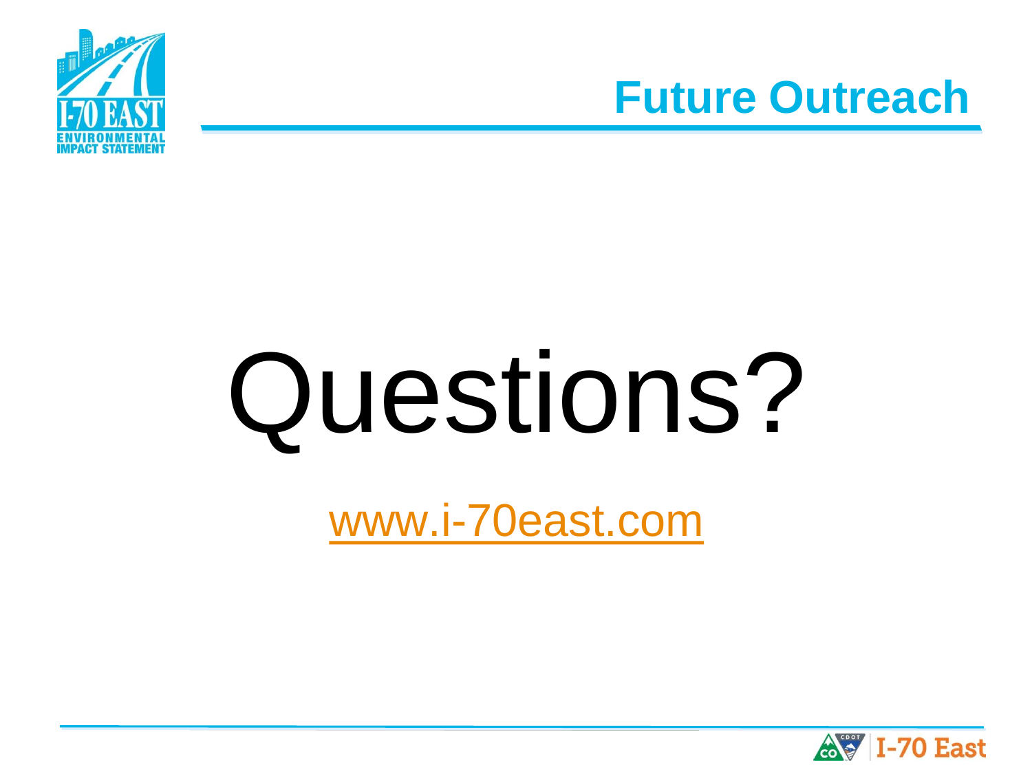# Future Outreach

# Questions?

www.i-70east.com